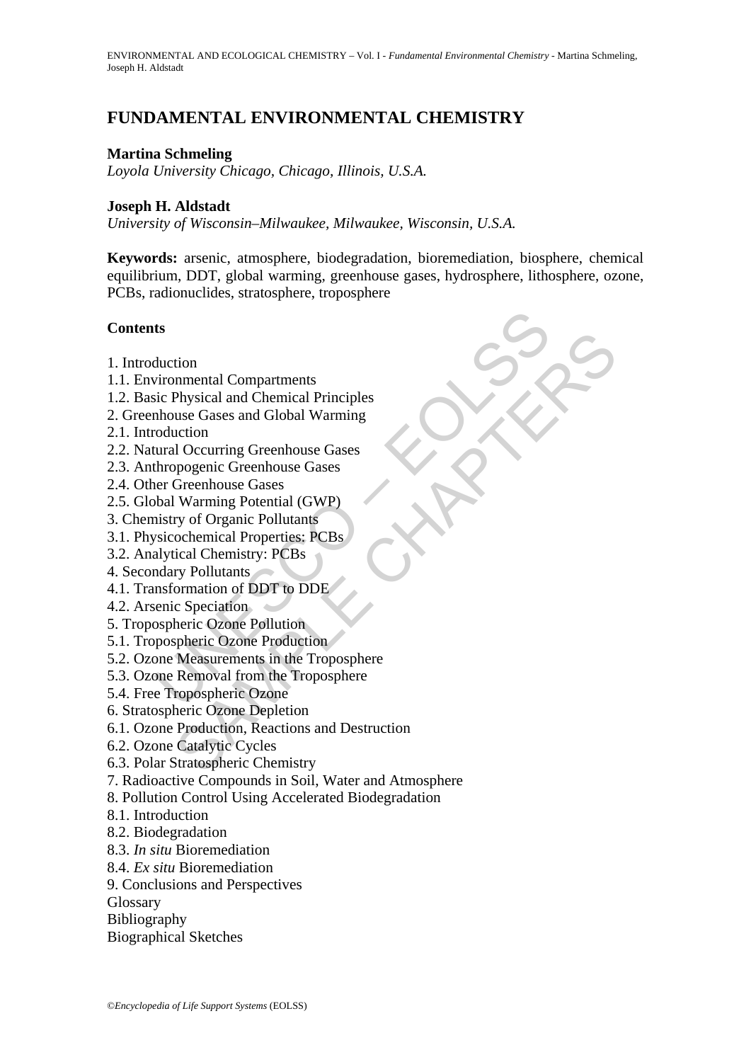# FUNDAMENTAL ENVIRONMENTAL CHEMISTRY

**Martina Schmeling**

*Loyola University Chicago, Chicago, Illinois, U.S.A.*

**Joseph H. Aldstadt**

*University of Wisconsin–Milwaukee, Milwaukee, Wisconsin, U.S.A.*

**Keywords:** arsenic, atmosphere, biodegradation, bioremediation, biosphere, chemical equilibrium, DDT, global warming, greenhouse gases, hydrosphere, lithosphere, ozone, PCBs, radionuclides, stratosphere, troposphere

## Contents

1. Introduction
1.1. Environmental Compartments
1.2. Basic Physical and Chemical Principles
2. Greenhouse Gases and Global Warming
2.1. Introduction
2.2. Natural Occurring Greenhouse Gases
2.3. Anthropogenic Greenhouse Gases
2.4. Other Greenhouse Gases
2.5. Global Warming Potential (GWP)
3. Chemistry of Organic Pollutants
3.1. Physicochemical Properties: PCBs
3.2. Analytical Chemistry: PCBs
4. Secondary Pollutants
4.1. Transformation of DDT to DDE
4.2. Arsenic Speciation
5. Tropospheric Ozone Pollution
5.1. Tropospheric Ozone Production
5.2. Ozone Measurements in the Troposphere
5.3. Ozone Removal from the Troposphere
5.4. Free Tropospheric Ozone
6. Stratospheric Ozone Depletion
6.1. Ozone Production, Reactions and Destruction
6.2. Ozone Catalytic Cycles
6.3. Polar Stratospheric Chemistry
7. Radioactive Compounds in Soil, Water and Atmosphere
8. Pollution Control Using Accelerated Biodegradation
8.1. Introduction
8.2. Biodegradation
8.3. *In situ* Bioremediation
8.4. *Ex situ* Bioremediation
9. Conclusions and Perspectives
Glossary
Bibliography
Biographical Sketches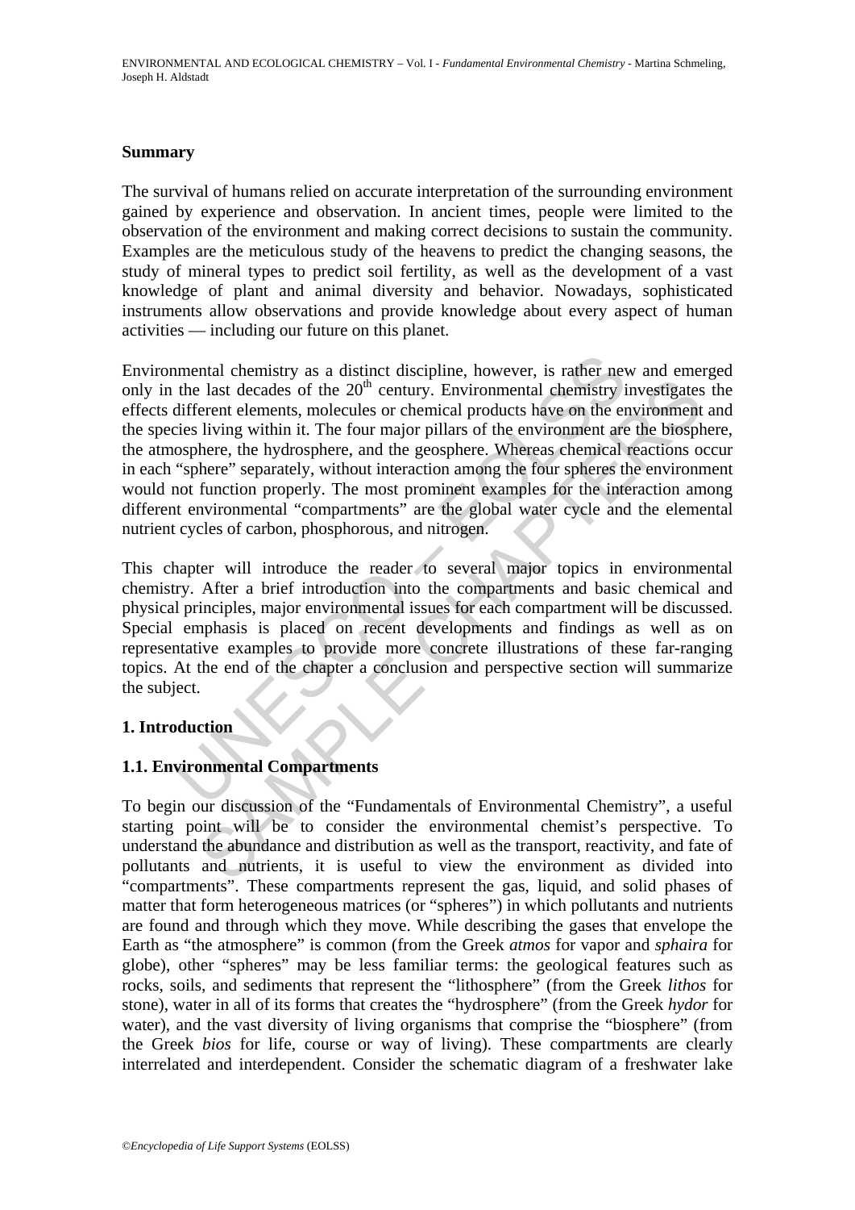## Summary

The survival of humans relied on accurate interpretation of the surrounding environment gained by experience and observation. In ancient times, people were limited to the observation of the environment and making correct decisions to sustain the community. Examples are the meticulous study of the heavens to predict the changing seasons, the study of mineral types to predict soil fertility, as well as the development of a vast knowledge of plant and animal diversity and behavior. Nowadays, sophisticated instruments allow observations and provide knowledge about every aspect of human activities — including our future on this planet.

Environmental chemistry as a distinct discipline, however, is rather new and emerged only in the last decades of the 20$^{th}$ century. Environmental chemistry investigates the effects different elements, molecules or chemical products have on the environment and the species living within it. The four major pillars of the environment are the biosphere, the atmosphere, the hydrosphere, and the geosphere. Whereas chemical reactions occur in each "sphere" separately, without interaction among the four spheres the environment would not function properly. The most prominent examples for the interaction among different environmental "compartments" are the global water cycle and the elemental nutrient cycles of carbon, phosphorous, and nitrogen.

This chapter will introduce the reader to several major topics in environmental chemistry. After a brief introduction into the compartments and basic chemical and physical principles, major environmental issues for each compartment will be discussed. Special emphasis is placed on recent developments and findings as well as on representative examples to provide more concrete illustrations of these far-ranging topics. At the end of the chapter a conclusion and perspective section will summarize the subject.

## 1. Introduction

### 1.1. Environmental Compartments

To begin our discussion of the "Fundamentals of Environmental Chemistry", a useful starting point will be to consider the environmental chemist's perspective. To understand the abundance and distribution as well as the transport, reactivity, and fate of pollutants and nutrients, it is useful to view the environment as divided into "compartments". These compartments represent the gas, liquid, and solid phases of matter that form heterogeneous matrices (or "spheres") in which pollutants and nutrients are found and through which they move. While describing the gases that envelope the Earth as "the atmosphere" is common (from the Greek *atmos* for vapor and *sphaira* for globe), other "spheres" may be less familiar terms: the geological features such as rocks, soils, and sediments that represent the "lithosphere" (from the Greek *lithos* for stone), water in all of its forms that creates the "hydrosphere" (from the Greek *hydor* for water), and the vast diversity of living organisms that comprise the "biosphere" (from the Greek *bios* for life, course or way of living). These compartments are clearly interrelated and interdependent. Consider the schematic diagram of a freshwater lake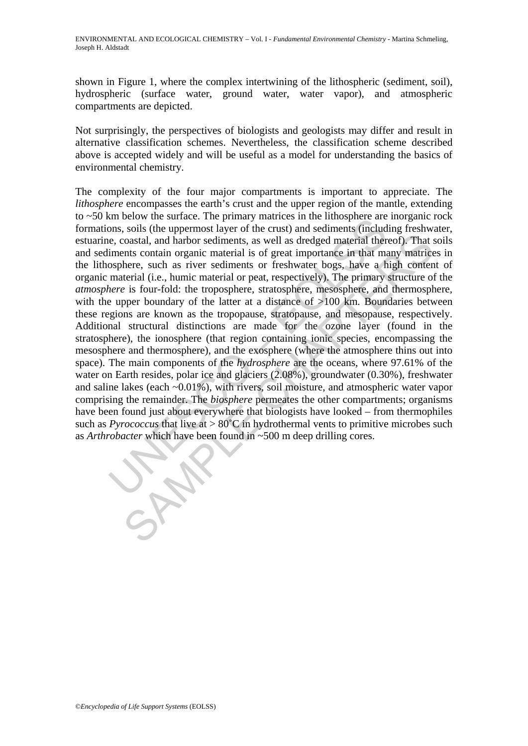shown in Figure 1, where the complex intertwining of the lithospheric (sediment, soil), hydrospheric (surface water, ground water, water vapor), and atmospheric compartments are depicted.

Not surprisingly, the perspectives of biologists and geologists may differ and result in alternative classification schemes. Nevertheless, the classification scheme described above is accepted widely and will be useful as a model for understanding the basics of environmental chemistry.

The complexity of the four major compartments is important to appreciate. The *lithosphere* encompasses the earth's crust and the upper region of the mantle, extending to ~50 km below the surface. The primary matrices in the lithosphere are inorganic rock formations, soils (the uppermost layer of the crust) and sediments (including freshwater, estuarine, coastal, and harbor sediments, as well as dredged material thereof). That soils and sediments contain organic material is of great importance in that many matrices in the lithosphere, such as river sediments or freshwater bogs, have a high content of organic material (i.e., humic material or peat, respectively). The primary structure of the *atmosphere* is four-fold: the troposphere, stratosphere, mesosphere, and thermosphere, with the upper boundary of the latter at a distance of >100 km. Boundaries between these regions are known as the tropopause, stratopause, and mesopause, respectively. Additional structural distinctions are made for the ozone layer (found in the stratosphere), the ionosphere (that region containing ionic species, encompassing the mesosphere and thermosphere), and the exosphere (where the atmosphere thins out into space). The main components of the *hydrosphere* are the oceans, where 97.61% of the water on Earth resides, polar ice and glaciers (2.08%), groundwater (0.30%), freshwater and saline lakes (each ~0.01%), with rivers, soil moisture, and atmospheric water vapor comprising the remainder. The *biosphere* permeates the other compartments; organisms have been found just about everywhere that biologists have looked – from thermophiles such as *Pyrococcus* that live at > 80˚C in hydrothermal vents to primitive microbes such as *Arthrobacter* which have been found in ~500 m deep drilling cores.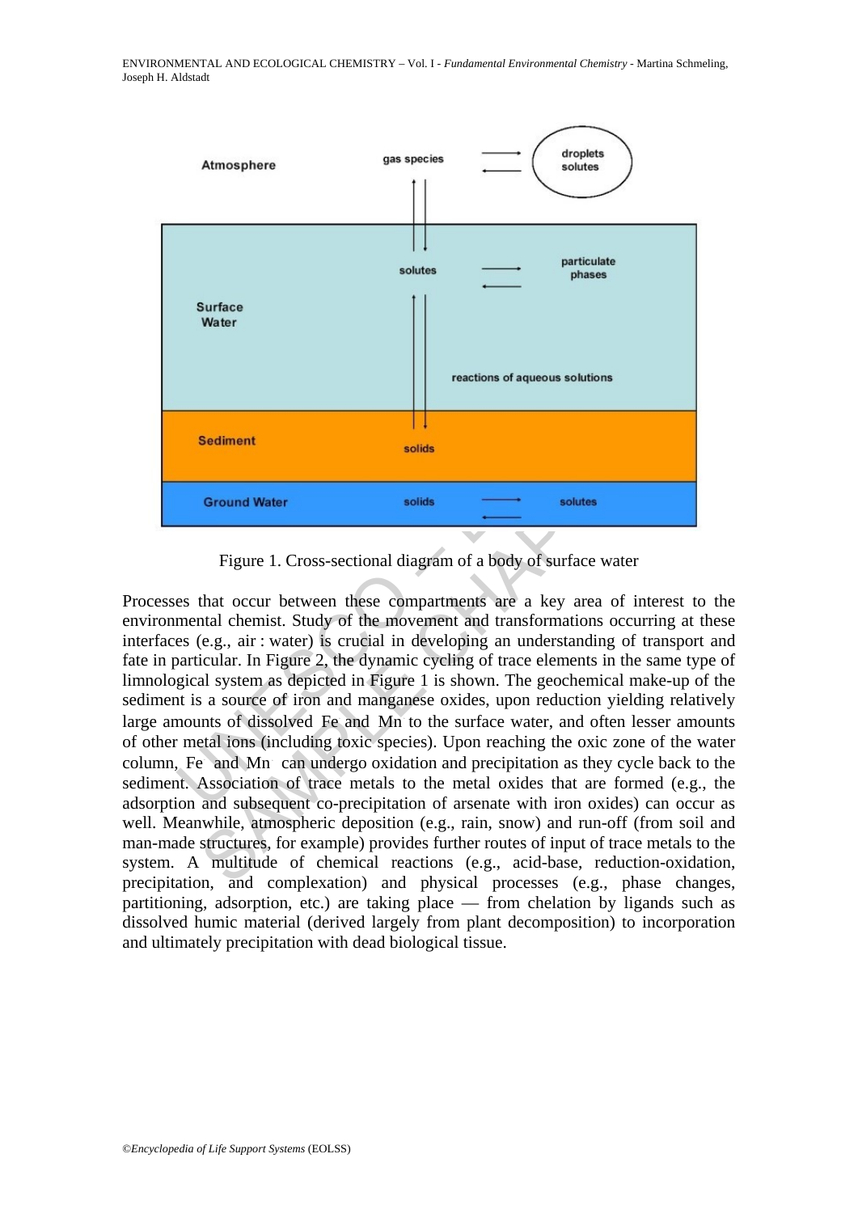Figure 1. Cross-sectional diagram of a body of surface water

Processes that occur between these compartments are a key area of interest to the environmental chemist. Study of the movement and transformations occurring at these interfaces (e.g., air : water) is crucial in developing an understanding of transport and fate in particular. In Figure 2, the dynamic cycling of trace elements in the same type of limnological system as depicted in Figure 1 is shown. The geochemical make-up of the sediment is a source of iron and manganese oxides, upon reduction yielding relatively large amounts of dissolved Fe and Mn to the surface water, and often lesser amounts of other metal ions (including toxic species). Upon reaching the oxic zone of the water column, Fe and Mn can undergo oxidation and precipitation as they cycle back to the sediment. Association of trace metals to the metal oxides that are formed (e.g., the adsorption and subsequent co-precipitation of arsenate with iron oxides) can occur as well. Meanwhile, atmospheric deposition (e.g., rain, snow) and run-off (from soil and man-made structures, for example) provides further routes of input of trace metals to the system. A multitude of chemical reactions (e.g., acid-base, reduction-oxidation, precipitation, and complexation) and physical processes (e.g., phase changes, partitioning, adsorption, etc.) are taking place — from chelation by ligands such as dissolved humic material (derived largely from plant decomposition) to incorporation and ultimately precipitation with dead biological tissue.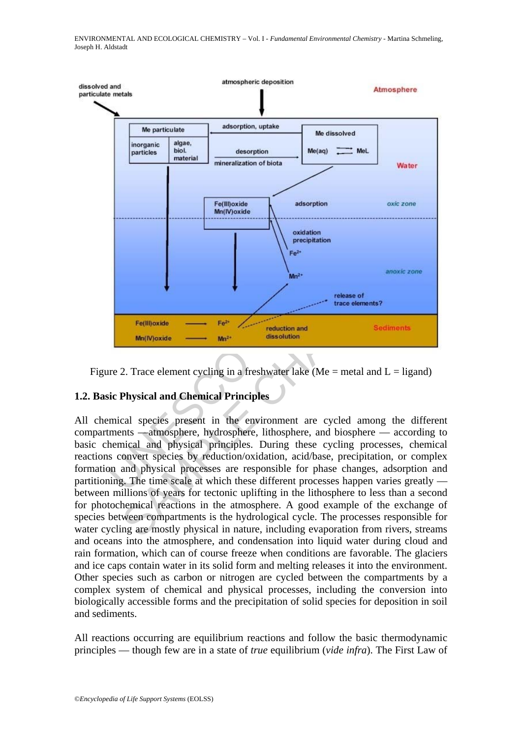Figure 2. Trace element cycling in a freshwater lake (Me = metal and L = ligand)

### 1.2. Basic Physical and Chemical Principles

All chemical species present in the environment are cycled among the different compartments —atmosphere, hydrosphere, lithosphere, and biosphere — according to basic chemical and physical principles. During these cycling processes, chemical reactions convert species by reduction/oxidation, acid/base, precipitation, or complex formation and physical processes are responsible for phase changes, adsorption and partitioning. The time scale at which these different processes happen varies greatly — between millions of years for tectonic uplifting in the lithosphere to less than a second for photochemical reactions in the atmosphere. A good example of the exchange of species between compartments is the hydrological cycle. The processes responsible for water cycling are mostly physical in nature, including evaporation from rivers, streams and oceans into the atmosphere, and condensation into liquid water during cloud and rain formation, which can of course freeze when conditions are favorable. The glaciers and ice caps contain water in its solid form and melting releases it into the environment. Other species such as carbon or nitrogen are cycled between the compartments by a complex system of chemical and physical processes, including the conversion into biologically accessible forms and the precipitation of solid species for deposition in soil and sediments.

All reactions occurring are equilibrium reactions and follow the basic thermodynamic principles — though few are in a state of *true* equilibrium (*vide infra*). The First Law of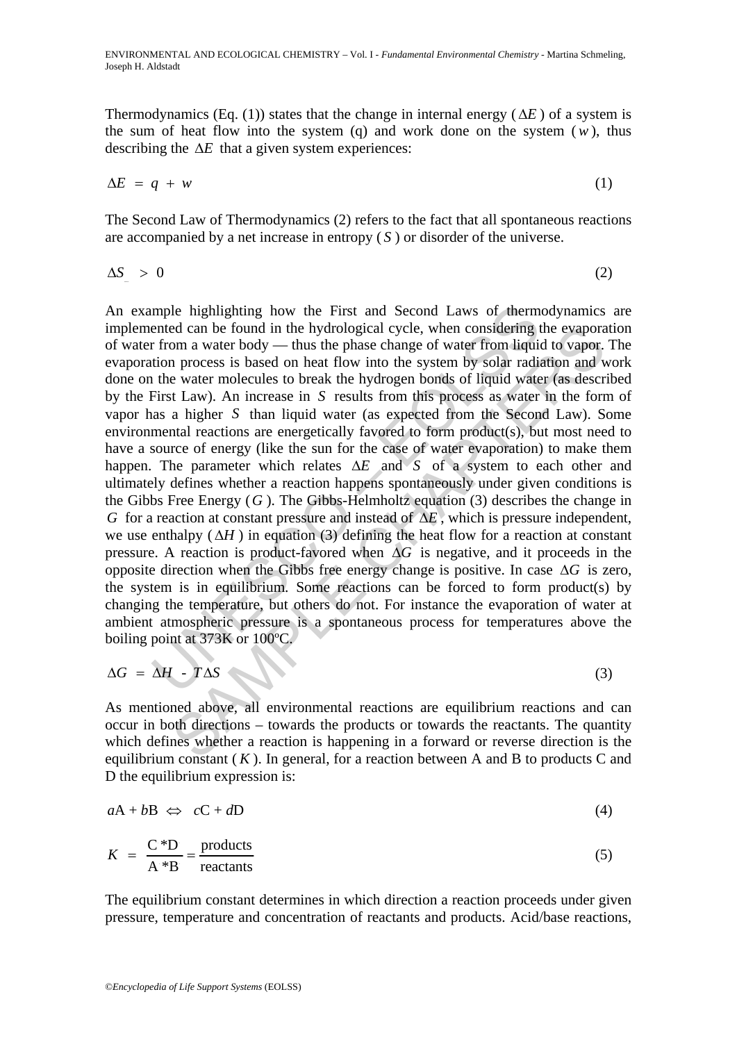Thermodynamics (Eq. (1)) states that the change in internal energy ($\Delta E$) of a system is the sum of heat flow into the system (q) and work done on the system ($w$), thus describing the $\Delta E$ that a given system experiences:

$$\Delta E = q + w \tag{1}$$

The Second Law of Thermodynamics (2) refers to the fact that all spontaneous reactions are accompanied by a net increase in entropy ($S$) or disorder of the universe.

$$\Delta S_{\_} > 0 \tag{2}$$

An example highlighting how the First and Second Laws of thermodynamics are implemented can be found in the hydrological cycle, when considering the evaporation of water from a water body — thus the phase change of water from liquid to vapor. The evaporation process is based on heat flow into the system by solar radiation and work done on the water molecules to break the hydrogen bonds of liquid water (as described by the First Law). An increase in $S$ results from this process as water in the form of vapor has a higher $S$ than liquid water (as expected from the Second Law). Some environmental reactions are energetically favored to form product(s), but most need to have a source of energy (like the sun for the case of water evaporation) to make them happen. The parameter which relates $\Delta E$ and $S$ of a system to each other and ultimately defines whether a reaction happens spontaneously under given conditions is the Gibbs Free Energy ($G$). The Gibbs-Helmholtz equation (3) describes the change in $G$ for a reaction at constant pressure and instead of $\Delta E$, which is pressure independent, we use enthalpy ($\Delta H$) in equation (3) defining the heat flow for a reaction at constant pressure. A reaction is product-favored when $\Delta G$ is negative, and it proceeds in the opposite direction when the Gibbs free energy change is positive. In case $\Delta G$ is zero, the system is in equilibrium. Some reactions can be forced to form product(s) by changing the temperature, but others do not. For instance the evaporation of water at ambient atmospheric pressure is a spontaneous process for temperatures above the boiling point at 373K or 100ºC.

$$\Delta G = \Delta H - T\Delta S \tag{3}$$

As mentioned above, all environmental reactions are equilibrium reactions and can occur in both directions – towards the products or towards the reactants. The quantity which defines whether a reaction is happening in a forward or reverse direction is the equilibrium constant ($K$). In general, for a reaction between A and B to products C and D the equilibrium expression is:

$$a\text{A} + b\text{B} \Leftrightarrow c\text{C} + d\text{D} \tag{4}$$

$$K = \frac{\text{C} * \text{D}}{\text{A} * \text{B}} = \frac{\text{products}}{\text{reactants}} \tag{5}$$

The equilibrium constant determines in which direction a reaction proceeds under given pressure, temperature and concentration of reactants and products. Acid/base reactions,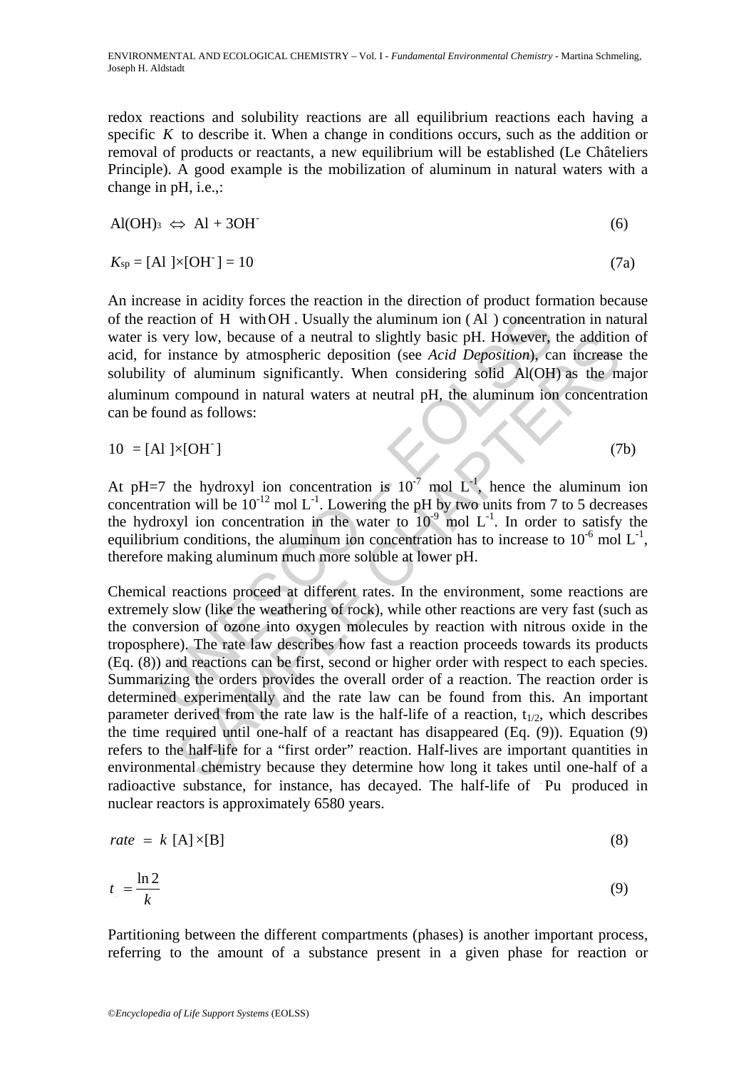redox reactions and solubility reactions are all equilibrium reactions each having a specific $K$ to describe it. When a change in conditions occurs, such as the addition or removal of products or reactants, a new equilibrium will be established (Le Châteliers Principle). A good example is the mobilization of aluminum in natural waters with a change in pH, i.e.,:

$$Al(OH)_3 \Leftrightarrow Al + 3OH^- \tag{6}$$

$$K_{sp} = [Al\ ]\times[OH^-] = 10 \tag{7a}$$

An increase in acidity forces the reaction in the direction of product formation because of the reaction of H with OH . Usually the aluminum ion ( Al ) concentration in natural water is very low, because of a neutral to slightly basic pH. However, the addition of acid, for instance by atmospheric deposition (see *Acid Deposition*), can increase the solubility of aluminum significantly. When considering solid Al(OH) as the major aluminum compound in natural waters at neutral pH, the aluminum ion concentration can be found as follows:

$$10 = [Al\ ]\times[OH^-] \tag{7b}$$

At pH=7 the hydroxyl ion concentration is $10^{-7}$ mol $L^{-1}$, hence the aluminum ion concentration will be $10^{-12}$ mol $L^{-1}$. Lowering the pH by two units from 7 to 5 decreases the hydroxyl ion concentration in the water to $10^{-9}$ mol $L^{-1}$. In order to satisfy the equilibrium conditions, the aluminum ion concentration has to increase to $10^{-6}$ mol $L^{-1}$, therefore making aluminum much more soluble at lower pH.

Chemical reactions proceed at different rates. In the environment, some reactions are extremely slow (like the weathering of rock), while other reactions are very fast (such as the conversion of ozone into oxygen molecules by reaction with nitrous oxide in the troposphere). The rate law describes how fast a reaction proceeds towards its products (Eq. (8)) and reactions can be first, second or higher order with respect to each species. Summarizing the orders provides the overall order of a reaction. The reaction order is determined experimentally and the rate law can be found from this. An important parameter derived from the rate law is the half-life of a reaction, $t_{1/2}$, which describes the time required until one-half of a reactant has disappeared (Eq. (9)). Equation (9) refers to the half-life for a "first order" reaction. Half-lives are important quantities in environmental chemistry because they determine how long it takes until one-half of a radioactive substance, for instance, has decayed. The half-life of Pu produced in nuclear reactors is approximately 6580 years.

$$rate = k\,[A]\times[B] \tag{8}$$

$$t = \frac{\ln 2}{k} \tag{9}$$

Partitioning between the different compartments (phases) is another important process, referring to the amount of a substance present in a given phase for reaction or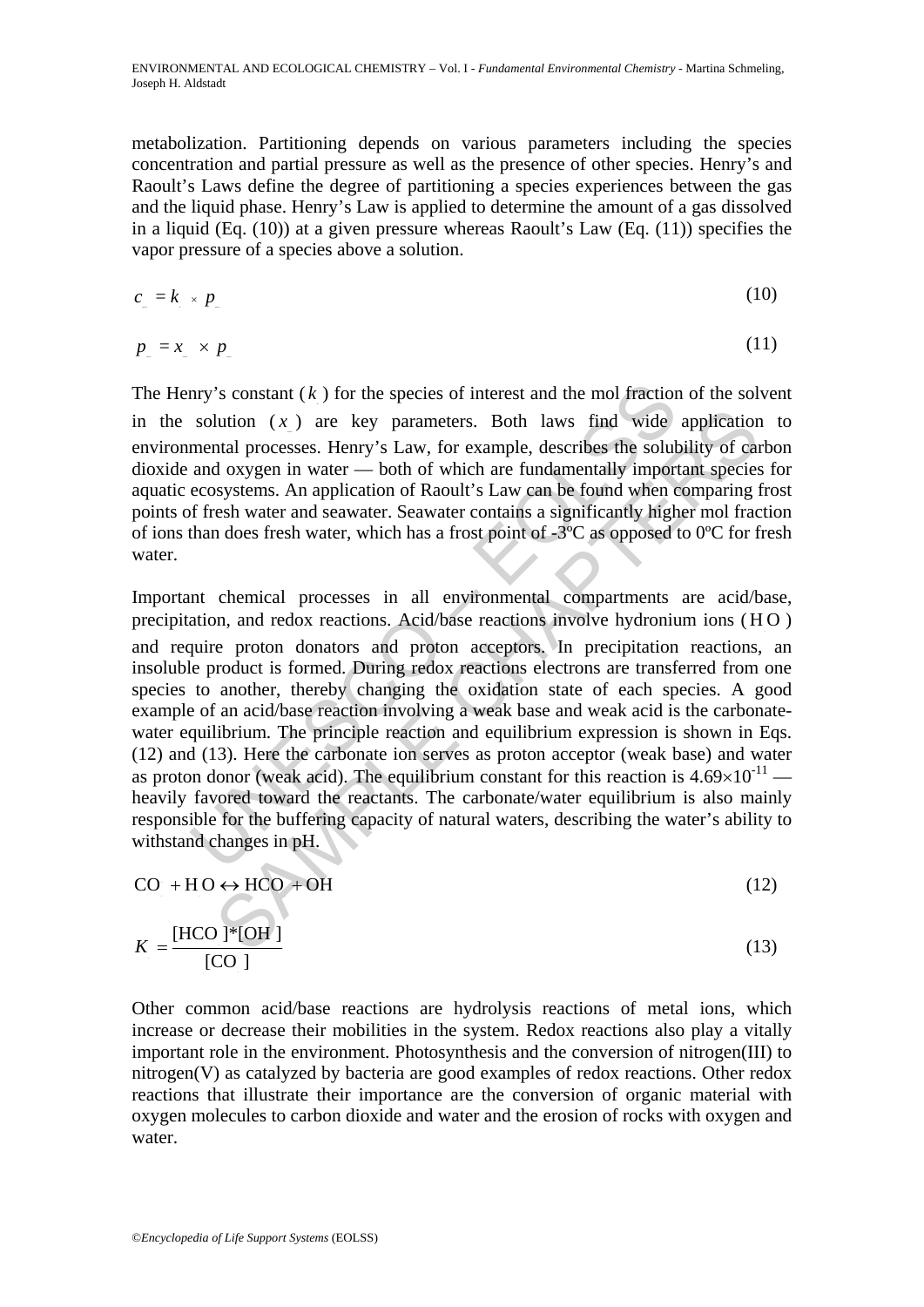metabolization. Partitioning depends on various parameters including the species concentration and partial pressure as well as the presence of other species. Henry's and Raoult's Laws define the degree of partitioning a species experiences between the gas and the liquid phase. Henry's Law is applied to determine the amount of a gas dissolved in a liquid (Eq. (10)) at a given pressure whereas Raoult's Law (Eq. (11)) specifies the vapor pressure of a species above a solution.

$$c = k \times p \tag{10}$$

$$p = x \times p \tag{11}$$

The Henry's constant ( $k$ ) for the species of interest and the mol fraction of the solvent in the solution ( $x$ ) are key parameters. Both laws find wide application to environmental processes. Henry's Law, for example, describes the solubility of carbon dioxide and oxygen in water — both of which are fundamentally important species for aquatic ecosystems. An application of Raoult's Law can be found when comparing frost points of fresh water and seawater. Seawater contains a significantly higher mol fraction of ions than does fresh water, which has a frost point of -3ºC as opposed to 0ºC for fresh water.

Important chemical processes in all environmental compartments are acid/base, precipitation, and redox reactions. Acid/base reactions involve hydronium ions ( $H\,O$ ) and require proton donators and proton acceptors. In precipitation reactions, an insoluble product is formed. During redox reactions electrons are transferred from one species to another, thereby changing the oxidation state of each species. A good example of an acid/base reaction involving a weak base and weak acid is the carbonate-water equilibrium. The principle reaction and equilibrium expression is shown in Eqs. (12) and (13). Here the carbonate ion serves as proton acceptor (weak base) and water as proton donor (weak acid). The equilibrium constant for this reaction is $4.69 \times 10^{-11}$ — heavily favored toward the reactants. The carbonate/water equilibrium is also mainly responsible for the buffering capacity of natural waters, describing the water's ability to withstand changes in pH.

$$\mathrm{CO} + \mathrm{H\,O} \leftrightarrow \mathrm{HCO} + \mathrm{OH} \tag{12}$$

$$K = \frac{[\mathrm{HCO}]*[\mathrm{OH}]}{[\mathrm{CO}]} \tag{13}$$

Other common acid/base reactions are hydrolysis reactions of metal ions, which increase or decrease their mobilities in the system. Redox reactions also play a vitally important role in the environment. Photosynthesis and the conversion of nitrogen(III) to nitrogen(V) as catalyzed by bacteria are good examples of redox reactions. Other redox reactions that illustrate their importance are the conversion of organic material with oxygen molecules to carbon dioxide and water and the erosion of rocks with oxygen and water.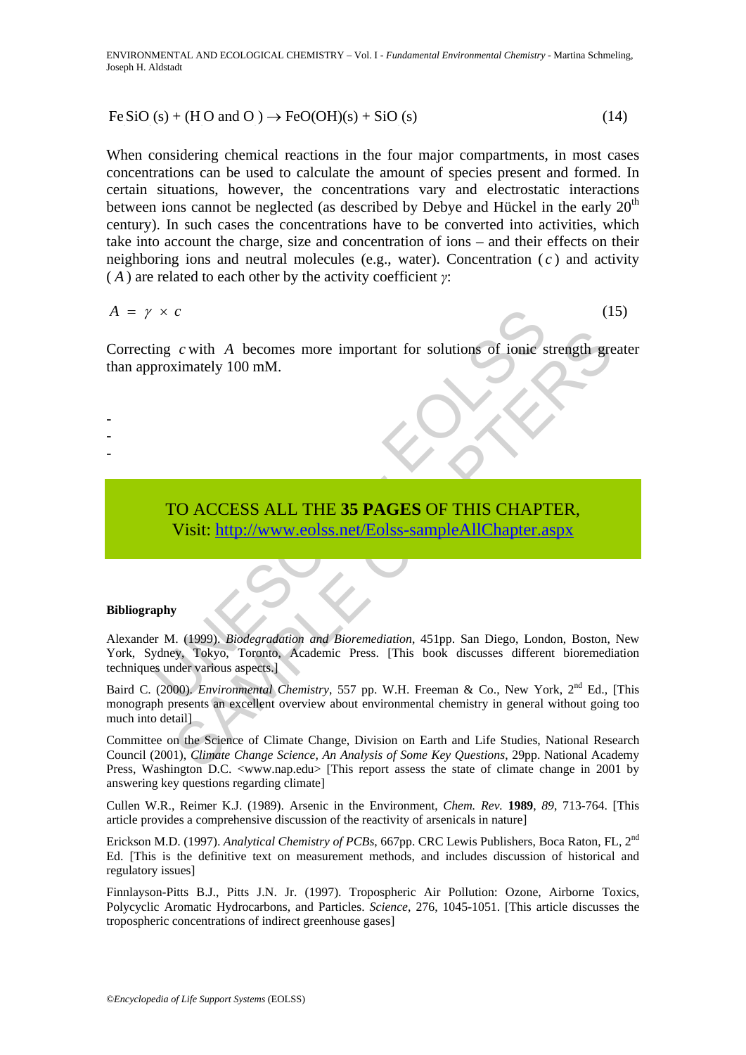$$Fe SiO (s) + (H O \text{ and } O ) \rightarrow FeO(OH)(s) + SiO (s) \qquad (14)$$

When considering chemical reactions in the four major compartments, in most cases concentrations can be used to calculate the amount of species present and formed. In certain situations, however, the concentrations vary and electrostatic interactions between ions cannot be neglected (as described by Debye and Hückel in the early 20th century). In such cases the concentrations have to be converted into activities, which take into account the charge, size and concentration of ions – and their effects on their neighboring ions and neutral molecules (e.g., water). Concentration ($c$) and activity ($A$) are related to each other by the activity coefficient $\gamma$:

$$A = \gamma \times c \qquad (15)$$

Correcting $c$ with $A$ becomes more important for solutions of ionic strength greater than approximately 100 mM.

-
-
-

TO ACCESS ALL THE **35 PAGES** OF THIS CHAPTER,
Visit: http://www.eolss.net/Eolss-sampleAllChapter.aspx

**Bibliography**

Alexander M. (1999). *Biodegradation and Bioremediation*, 451pp. San Diego, London, Boston, New York, Sydney, Tokyo, Toronto, Academic Press. [This book discusses different bioremediation techniques under various aspects.]

Baird C. (2000). *Environmental Chemistry*, 557 pp. W.H. Freeman & Co., New York, 2nd Ed., [This monograph presents an excellent overview about environmental chemistry in general without going too much into detail]

Committee on the Science of Climate Change, Division on Earth and Life Studies, National Research Council (2001), *Climate Change Science, An Analysis of Some Key Questions*, 29pp. National Academy Press, Washington D.C. <www.nap.edu> [This report assess the state of climate change in 2001 by answering key questions regarding climate]

Cullen W.R., Reimer K.J. (1989). Arsenic in the Environment, *Chem. Rev.* **1989**, *89*, 713-764. [This article provides a comprehensive discussion of the reactivity of arsenicals in nature]

Erickson M.D. (1997). *Analytical Chemistry of PCBs*, 667pp. CRC Lewis Publishers, Boca Raton, FL, 2nd Ed. [This is the definitive text on measurement methods, and includes discussion of historical and regulatory issues]

Finnlayson-Pitts B.J., Pitts J.N. Jr. (1997). Tropospheric Air Pollution: Ozone, Airborne Toxics, Polycyclic Aromatic Hydrocarbons, and Particles. *Science*, 276, 1045-1051. [This article discusses the tropospheric concentrations of indirect greenhouse gases]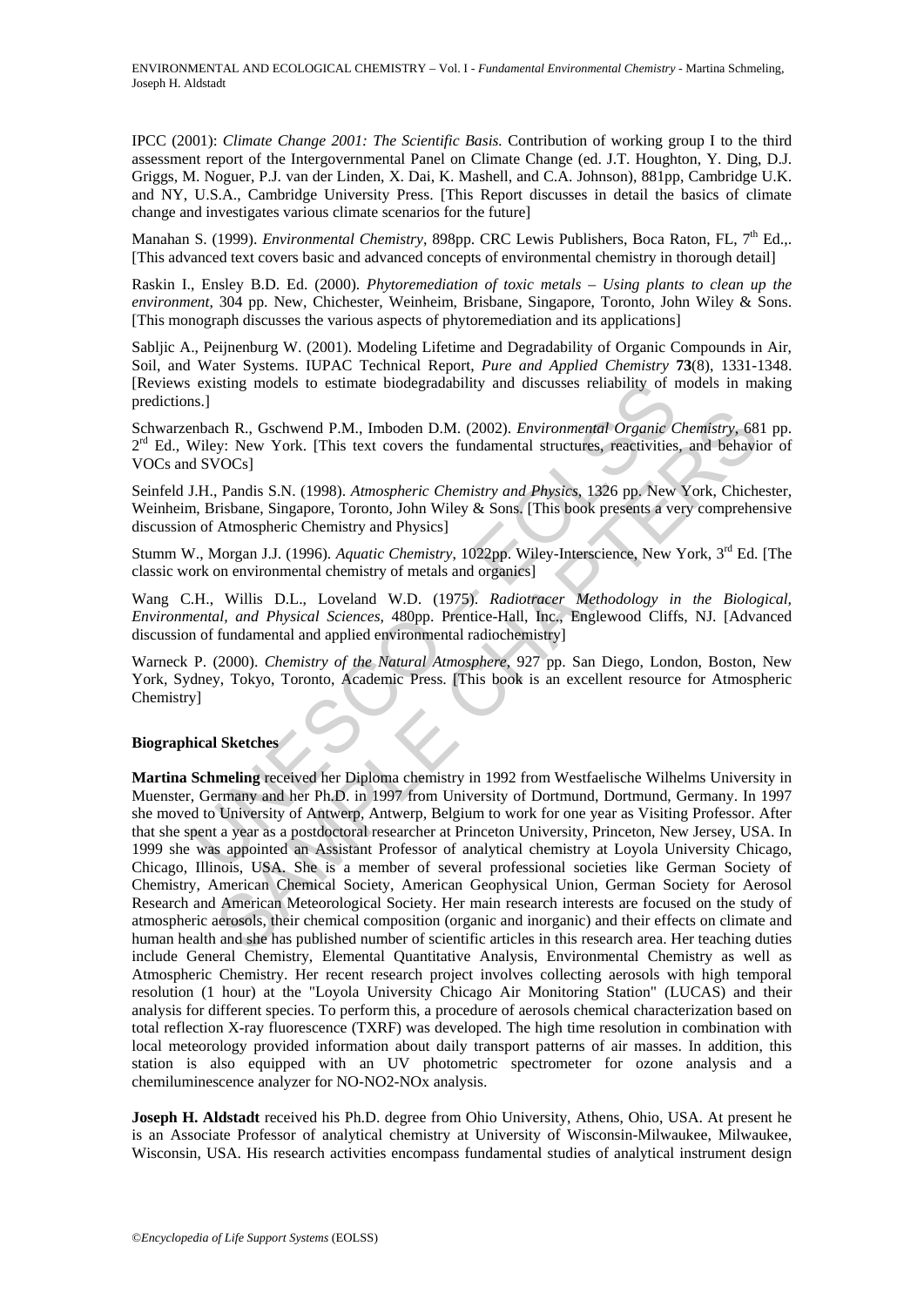IPCC (2001): *Climate Change 2001: The Scientific Basis.* Contribution of working group I to the third assessment report of the Intergovernmental Panel on Climate Change (ed. J.T. Houghton, Y. Ding, D.J. Griggs, M. Noguer, P.J. van der Linden, X. Dai, K. Mashell, and C.A. Johnson), 881pp, Cambridge U.K. and NY, U.S.A., Cambridge University Press. [This Report discusses in detail the basics of climate change and investigates various climate scenarios for the future]

Manahan S. (1999). *Environmental Chemistry*, 898pp. CRC Lewis Publishers, Boca Raton, FL, 7th Ed.,. [This advanced text covers basic and advanced concepts of environmental chemistry in thorough detail]

Raskin I., Ensley B.D. Ed. (2000). *Phytoremediation of toxic metals – Using plants to clean up the environment*, 304 pp. New, Chichester, Weinheim, Brisbane, Singapore, Toronto, John Wiley & Sons. [This monograph discusses the various aspects of phytoremediation and its applications]

Sabljic A., Peijnenburg W. (2001). Modeling Lifetime and Degradability of Organic Compounds in Air, Soil, and Water Systems. IUPAC Technical Report, *Pure and Applied Chemistry* **73**(8), 1331-1348. [Reviews existing models to estimate biodegradability and discusses reliability of models in making predictions.]

Schwarzenbach R., Gschwend P.M., Imboden D.M. (2002). *Environmental Organic Chemistry*, 681 pp. 2nd Ed., Wiley: New York. [This text covers the fundamental structures, reactivities, and behavior of VOCs and SVOCs]

Seinfeld J.H., Pandis S.N. (1998). *Atmospheric Chemistry and Physics*, 1326 pp. New York, Chichester, Weinheim, Brisbane, Singapore, Toronto, John Wiley & Sons. [This book presents a very comprehensive discussion of Atmospheric Chemistry and Physics]

Stumm W., Morgan J.J. (1996). *Aquatic Chemistry*, 1022pp. Wiley-Interscience, New York, 3rd Ed. [The classic work on environmental chemistry of metals and organics]

Wang C.H., Willis D.L., Loveland W.D. (1975). *Radiotracer Methodology in the Biological, Environmental, and Physical Sciences*, 480pp. Prentice-Hall, Inc., Englewood Cliffs, NJ. [Advanced discussion of fundamental and applied environmental radiochemistry]

Warneck P. (2000). *Chemistry of the Natural Atmosphere*, 927 pp. San Diego, London, Boston, New York, Sydney, Tokyo, Toronto, Academic Press. [This book is an excellent resource for Atmospheric Chemistry]

**Biographical Sketches**

**Martina Schmeling** received her Diploma chemistry in 1992 from Westfaelische Wilhelms University in Muenster, Germany and her Ph.D. in 1997 from University of Dortmund, Dortmund, Germany. In 1997 she moved to University of Antwerp, Antwerp, Belgium to work for one year as Visiting Professor. After that she spent a year as a postdoctoral researcher at Princeton University, Princeton, New Jersey, USA. In 1999 she was appointed an Assistant Professor of analytical chemistry at Loyola University Chicago, Chicago, Illinois, USA. She is a member of several professional societies like German Society of Chemistry, American Chemical Society, American Geophysical Union, German Society for Aerosol Research and American Meteorological Society. Her main research interests are focused on the study of atmospheric aerosols, their chemical composition (organic and inorganic) and their effects on climate and human health and she has published number of scientific articles in this research area. Her teaching duties include General Chemistry, Elemental Quantitative Analysis, Environmental Chemistry as well as Atmospheric Chemistry. Her recent research project involves collecting aerosols with high temporal resolution (1 hour) at the "Loyola University Chicago Air Monitoring Station" (LUCAS) and their analysis for different species. To perform this, a procedure of aerosols chemical characterization based on total reflection X-ray fluorescence (TXRF) was developed. The high time resolution in combination with local meteorology provided information about daily transport patterns of air masses. In addition, this station is also equipped with an UV photometric spectrometer for ozone analysis and a chemiluminescence analyzer for NO-NO2-NOx analysis.

**Joseph H. Aldstadt** received his Ph.D. degree from Ohio University, Athens, Ohio, USA. At present he is an Associate Professor of analytical chemistry at University of Wisconsin-Milwaukee, Milwaukee, Wisconsin, USA. His research activities encompass fundamental studies of analytical instrument design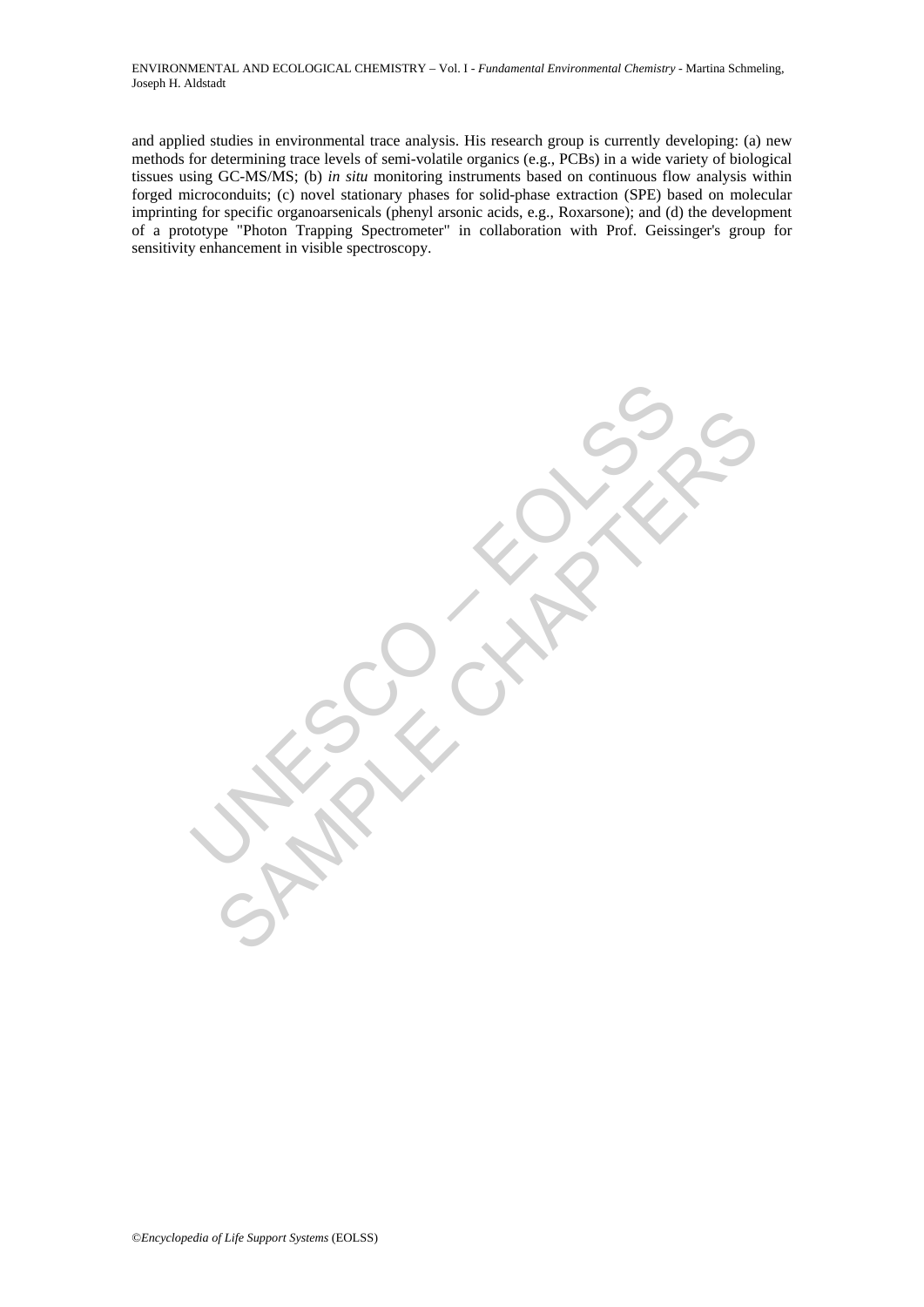and applied studies in environmental trace analysis. His research group is currently developing: (a) new methods for determining trace levels of semi-volatile organics (e.g., PCBs) in a wide variety of biological tissues using GC-MS/MS; (b) *in situ* monitoring instruments based on continuous flow analysis within forged microconduits; (c) novel stationary phases for solid-phase extraction (SPE) based on molecular imprinting for specific organoarsenicals (phenyl arsonic acids, e.g., Roxarsone); and (d) the development of a prototype "Photon Trapping Spectrometer" in collaboration with Prof. Geissinger's group for sensitivity enhancement in visible spectroscopy.